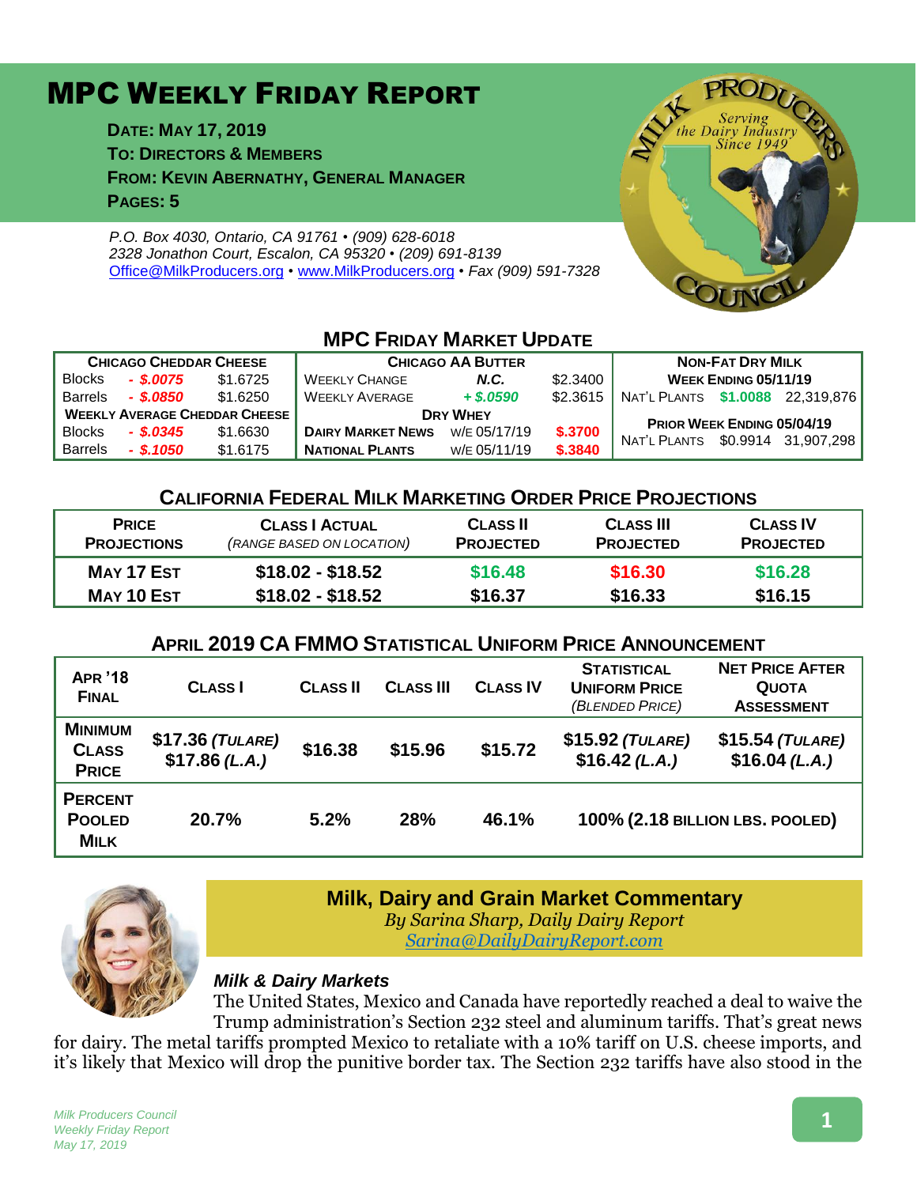# MPC Weekly Friday Report

**Date: May 17, 2019**
**To: Directors & Members**
**From: Kevin Abernathy, General Manager**
**Pages: 5**

*P.O. Box 4030, Ontario, CA 91761 • (909) 628-6018*
*2328 Jonathon Court, Escalon, CA 95320 • (209) 691-8139*
*Office@MilkProducers.org • www.MilkProducers.org • Fax (909) 591-7328*

## MPC Friday Market Update

| Chicago Cheddar Cheese | | | Chicago AA Butter | | | Non-Fat Dry Milk | | |
|---|---|---|---|---|---|---|---|---|
| Blocks | - $.0075 | $1.6725 | Weekly Change | N.C. | $2.3400 | Week Ending 05/11/19 | | |
| Barrels | - $.0850 | $1.6250 | Weekly Average | + $.0590 | $2.3615 | Nat'l Plants | $1.0088 | 22,319,876 |
| Weekly Average Cheddar Cheese | | | Dry Whey | | | Prior Week Ending 05/04/19 | | |
| Blocks | - $.0345 | $1.6630 | Dairy Market News | w/e 05/17/19 | $.3700 | Nat'l Plants | $0.9914 | 31,907,298 |
| Barrels | - $.1050 | $1.6175 | National Plants | w/e 05/11/19 | $.3840 | | | |

## California Federal Milk Marketing Order Price Projections

| Price Projections | Class I Actual (range based on location) | Class II Projected | Class III Projected | Class IV Projected |
|---|---|---|---|---|
| May 17 Est | $18.02 - $18.52 | $16.48 | $16.30 | $16.28 |
| May 10 Est | $18.02 - $18.52 | $16.37 | $16.33 | $16.15 |

## April 2019 CA FMMO Statistical Uniform Price Announcement

| Apr '18 Final | Class I | Class II | Class III | Class IV | Statistical Uniform Price (Blended Price) | Net Price After Quota Assessment |
|---|---|---|---|---|---|---|
| Minimum Class Price | $17.36 (Tulare) $17.86 (L.A.) | $16.38 | $15.96 | $15.72 | $15.92 (Tulare) $16.42 (L.A.) | $15.54 (Tulare) $16.04 (L.A.) |
| Percent Pooled Milk | 20.7% | 5.2% | 28% | 46.1% | 100% (2.18 billion lbs. pooled) | |

## Milk, Dairy and Grain Market Commentary

*By Sarina Sharp, Daily Dairy Report*
*Sarina@DailyDairyReport.com*

### *Milk & Dairy Markets*

The United States, Mexico and Canada have reportedly reached a deal to waive the Trump administration's Section 232 steel and aluminum tariffs. That's great news for dairy. The metal tariffs prompted Mexico to retaliate with a 10% tariff on U.S. cheese imports, and it's likely that Mexico will drop the punitive border tax. The Section 232 tariffs have also stood in the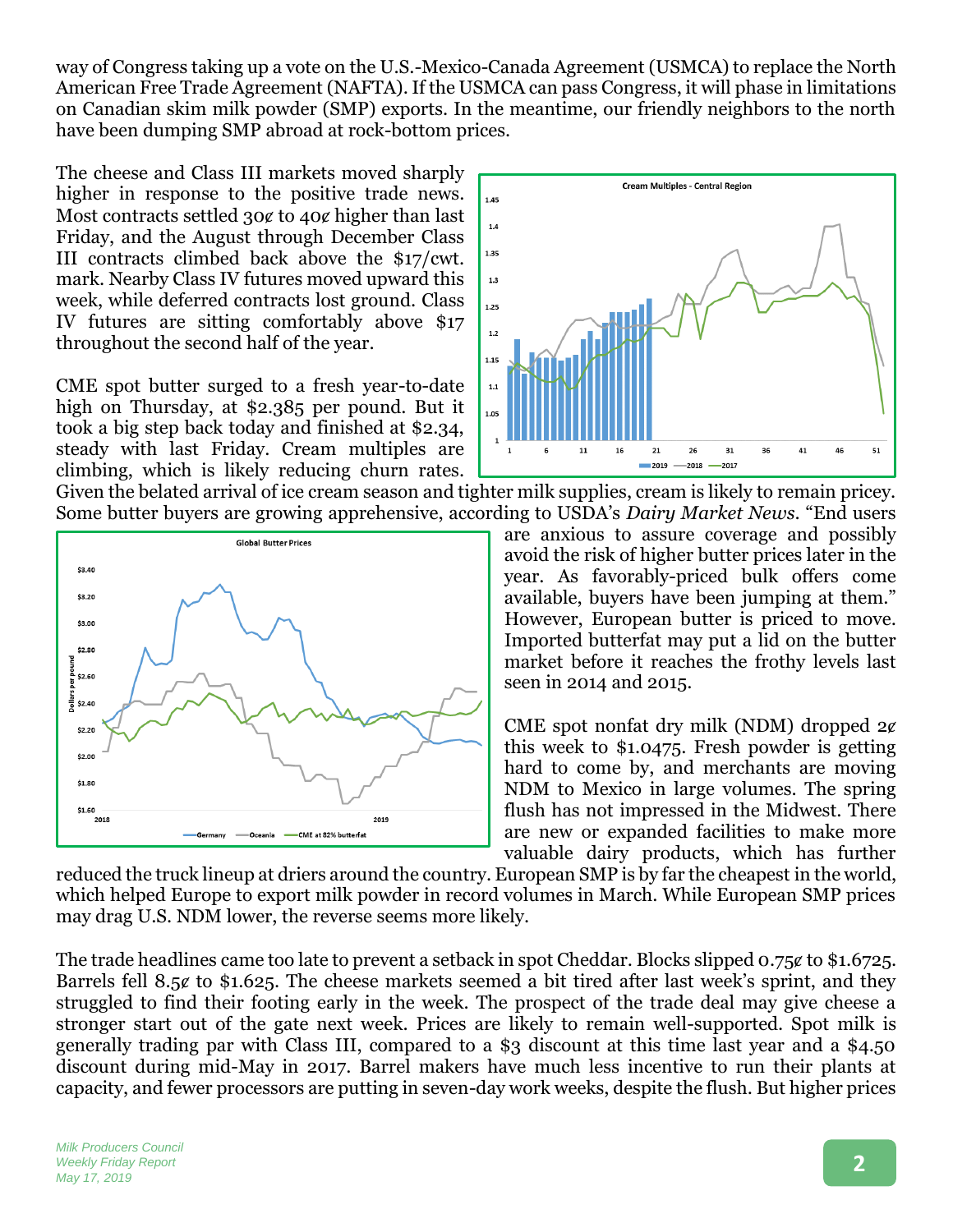way of Congress taking up a vote on the U.S.-Mexico-Canada Agreement (USMCA) to replace the North American Free Trade Agreement (NAFTA). If the USMCA can pass Congress, it will phase in limitations on Canadian skim milk powder (SMP) exports. In the meantime, our friendly neighbors to the north have been dumping SMP abroad at rock-bottom prices.

The cheese and Class III markets moved sharply higher in response to the positive trade news. Most contracts settled 30¢ to 40¢ higher than last Friday, and the August through December Class III contracts climbed back above the $17/cwt. mark. Nearby Class IV futures moved upward this week, while deferred contracts lost ground. Class IV futures are sitting comfortably above $17 throughout the second half of the year.

CME spot butter surged to a fresh year-to-date high on Thursday, at $2.385 per pound. But it took a big step back today and finished at $2.34, steady with last Friday. Cream multiples are climbing, which is likely reducing churn rates. Given the belated arrival of ice cream season and tighter milk supplies, cream is likely to remain pricey. Some butter buyers are growing apprehensive, according to USDA's *Dairy Market News*. "End users are anxious to assure coverage and possibly avoid the risk of higher butter prices later in the year. As favorably-priced bulk offers come available, buyers have been jumping at them." However, European butter is priced to move. Imported butterfat may put a lid on the butter market before it reaches the frothy levels last seen in 2014 and 2015.

CME spot nonfat dry milk (NDM) dropped 2¢ this week to $1.0475. Fresh powder is getting hard to come by, and merchants are moving NDM to Mexico in large volumes. The spring flush has not impressed in the Midwest. There are new or expanded facilities to make more valuable dairy products, which has further reduced the truck lineup at driers around the country. European SMP is by far the cheapest in the world, which helped Europe to export milk powder in record volumes in March. While European SMP prices may drag U.S. NDM lower, the reverse seems more likely.

The trade headlines came too late to prevent a setback in spot Cheddar. Blocks slipped 0.75¢ to $1.6725. Barrels fell 8.5¢ to $1.625. The cheese markets seemed a bit tired after last week's sprint, and they struggled to find their footing early in the week. The prospect of the trade deal may give cheese a stronger start out of the gate next week. Prices are likely to remain well-supported. Spot milk is generally trading par with Class III, compared to a $3 discount at this time last year and a $4.50 discount during mid-May in 2017. Barrel makers have much less incentive to run their plants at capacity, and fewer processors are putting in seven-day work weeks, despite the flush. But higher prices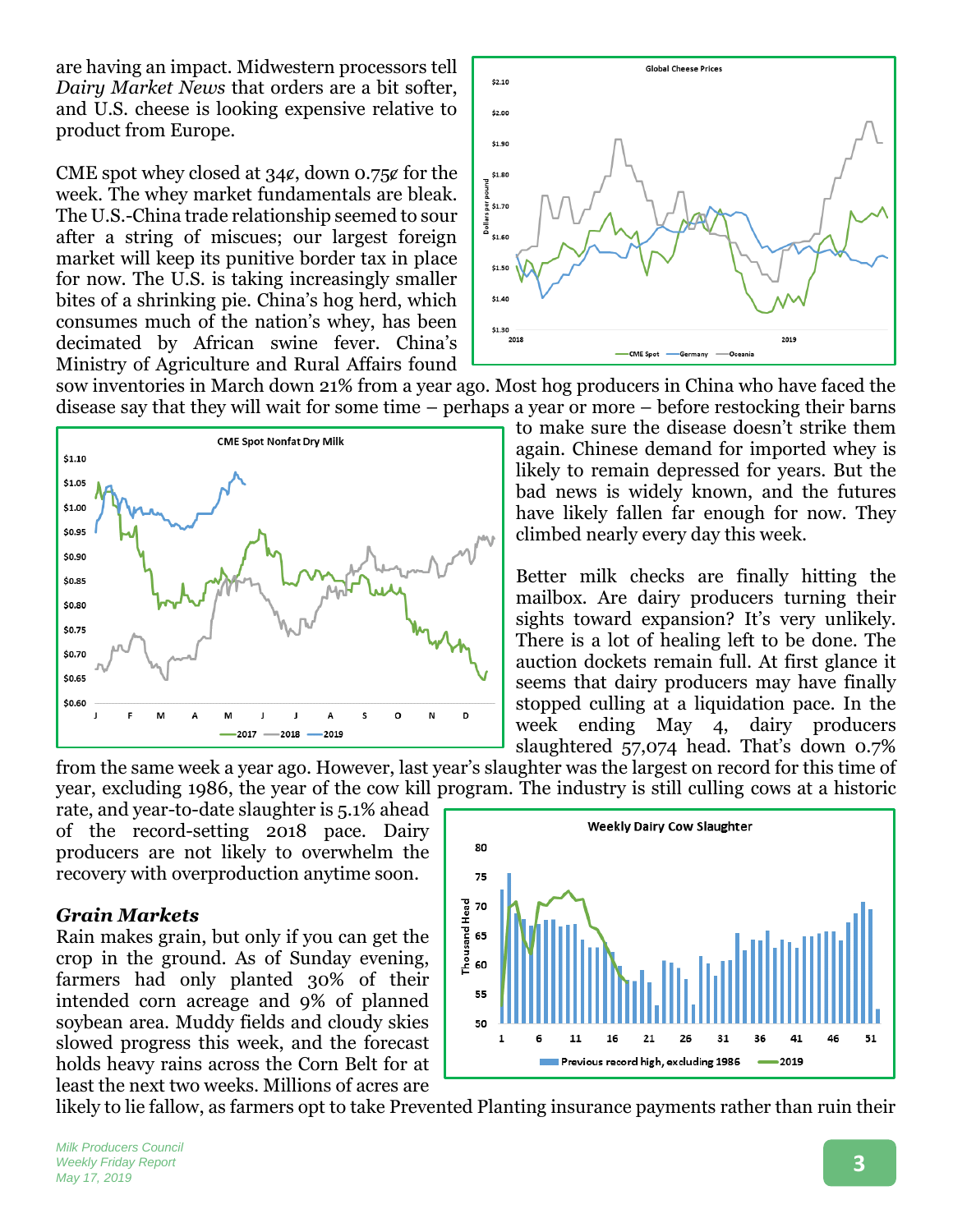are having an impact. Midwestern processors tell *Dairy Market News* that orders are a bit softer, and U.S. cheese is looking expensive relative to product from Europe.

CME spot whey closed at 34¢, down 0.75¢ for the week. The whey market fundamentals are bleak. The U.S.-China trade relationship seemed to sour after a string of miscues; our largest foreign market will keep its punitive border tax in place for now. The U.S. is taking increasingly smaller bites of a shrinking pie. China's hog herd, which consumes much of the nation's whey, has been decimated by African swine fever. China's Ministry of Agriculture and Rural Affairs found sow inventories in March down 21% from a year ago. Most hog producers in China who have faced the disease say that they will wait for some time – perhaps a year or more – before restocking their barns to make sure the disease doesn't strike them again. Chinese demand for imported whey is likely to remain depressed for years. But the bad news is widely known, and the futures have likely fallen far enough for now. They climbed nearly every day this week.

Better milk checks are finally hitting the mailbox. Are dairy producers turning their sights toward expansion? It's very unlikely. There is a lot of healing left to be done. The auction dockets remain full. At first glance it seems that dairy producers may have finally stopped culling at a liquidation pace. In the week ending May 4, dairy producers slaughtered 57,074 head. That's down 0.7% from the same week a year ago. However, last year's slaughter was the largest on record for this time of year, excluding 1986, the year of the cow kill program. The industry is still culling cows at a historic rate, and year-to-date slaughter is 5.1% ahead of the record-setting 2018 pace. Dairy producers are not likely to overwhelm the recovery with overproduction anytime soon.

### *Grain Markets*

Rain makes grain, but only if you can get the crop in the ground. As of Sunday evening, farmers had only planted 30% of their intended corn acreage and 9% of planned soybean area. Muddy fields and cloudy skies slowed progress this week, and the forecast holds heavy rains across the Corn Belt for at least the next two weeks. Millions of acres are likely to lie fallow, as farmers opt to take Prevented Planting insurance payments rather than ruin their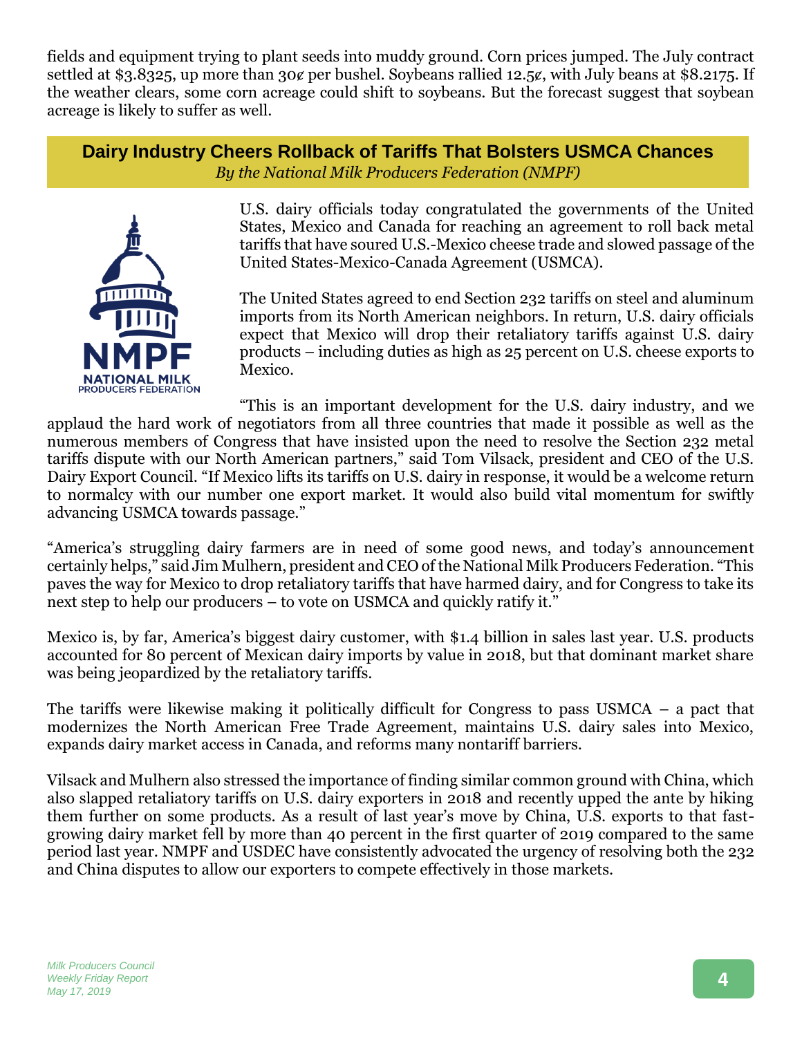fields and equipment trying to plant seeds into muddy ground. Corn prices jumped. The July contract settled at $3.8325, up more than 30¢ per bushel. Soybeans rallied 12.5¢, with July beans at $8.2175. If the weather clears, some corn acreage could shift to soybeans. But the forecast suggest that soybean acreage is likely to suffer as well.

## Dairy Industry Cheers Rollback of Tariffs That Bolsters USMCA Chances

*By the National Milk Producers Federation (NMPF)*

U.S. dairy officials today congratulated the governments of the United States, Mexico and Canada for reaching an agreement to roll back metal tariffs that have soured U.S.-Mexico cheese trade and slowed passage of the United States-Mexico-Canada Agreement (USMCA).

The United States agreed to end Section 232 tariffs on steel and aluminum imports from its North American neighbors. In return, U.S. dairy officials expect that Mexico will drop their retaliatory tariffs against U.S. dairy products – including duties as high as 25 percent on U.S. cheese exports to Mexico.

"This is an important development for the U.S. dairy industry, and we applaud the hard work of negotiators from all three countries that made it possible as well as the numerous members of Congress that have insisted upon the need to resolve the Section 232 metal tariffs dispute with our North American partners," said Tom Vilsack, president and CEO of the U.S. Dairy Export Council. "If Mexico lifts its tariffs on U.S. dairy in response, it would be a welcome return to normalcy with our number one export market. It would also build vital momentum for swiftly advancing USMCA towards passage."

"America's struggling dairy farmers are in need of some good news, and today's announcement certainly helps," said Jim Mulhern, president and CEO of the National Milk Producers Federation. "This paves the way for Mexico to drop retaliatory tariffs that have harmed dairy, and for Congress to take its next step to help our producers – to vote on USMCA and quickly ratify it."

Mexico is, by far, America's biggest dairy customer, with $1.4 billion in sales last year. U.S. products accounted for 80 percent of Mexican dairy imports by value in 2018, but that dominant market share was being jeopardized by the retaliatory tariffs.

The tariffs were likewise making it politically difficult for Congress to pass USMCA – a pact that modernizes the North American Free Trade Agreement, maintains U.S. dairy sales into Mexico, expands dairy market access in Canada, and reforms many nontariff barriers.

Vilsack and Mulhern also stressed the importance of finding similar common ground with China, which also slapped retaliatory tariffs on U.S. dairy exporters in 2018 and recently upped the ante by hiking them further on some products. As a result of last year's move by China, U.S. exports to that fast-growing dairy market fell by more than 40 percent in the first quarter of 2019 compared to the same period last year. NMPF and USDEC have consistently advocated the urgency of resolving both the 232 and China disputes to allow our exporters to compete effectively in those markets.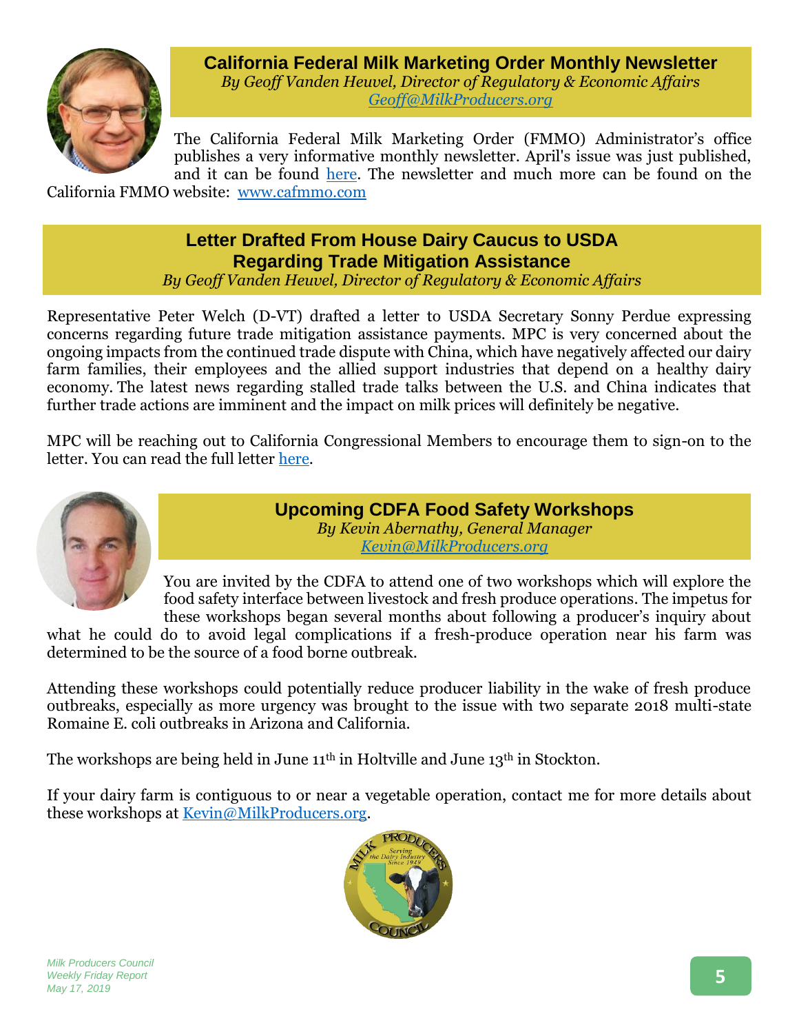## California Federal Milk Marketing Order Monthly Newsletter

*By Geoff Vanden Heuvel, Director of Regulatory & Economic Affairs*
*Geoff@MilkProducers.org*

The California Federal Milk Marketing Order (FMMO) Administrator's office publishes a very informative monthly newsletter. April's issue was just published, and it can be found here. The newsletter and much more can be found on the California FMMO website: www.cafmmo.com

## Letter Drafted From House Dairy Caucus to USDA Regarding Trade Mitigation Assistance

*By Geoff Vanden Heuvel, Director of Regulatory & Economic Affairs*

Representative Peter Welch (D-VT) drafted a letter to USDA Secretary Sonny Perdue expressing concerns regarding future trade mitigation assistance payments. MPC is very concerned about the ongoing impacts from the continued trade dispute with China, which have negatively affected our dairy farm families, their employees and the allied support industries that depend on a healthy dairy economy. The latest news regarding stalled trade talks between the U.S. and China indicates that further trade actions are imminent and the impact on milk prices will definitely be negative.

MPC will be reaching out to California Congressional Members to encourage them to sign-on to the letter. You can read the full letter here.

## Upcoming CDFA Food Safety Workshops

*By Kevin Abernathy, General Manager*
*Kevin@MilkProducers.org*

You are invited by the CDFA to attend one of two workshops which will explore the food safety interface between livestock and fresh produce operations. The impetus for these workshops began several months about following a producer's inquiry about what he could do to avoid legal complications if a fresh-produce operation near his farm was determined to be the source of a food borne outbreak.

Attending these workshops could potentially reduce producer liability in the wake of fresh produce outbreaks, especially as more urgency was brought to the issue with two separate 2018 multi-state Romaine E. coli outbreaks in Arizona and California.

The workshops are being held in June 11th in Holtville and June 13th in Stockton.

If your dairy farm is contiguous to or near a vegetable operation, contact me for more details about these workshops at Kevin@MilkProducers.org.